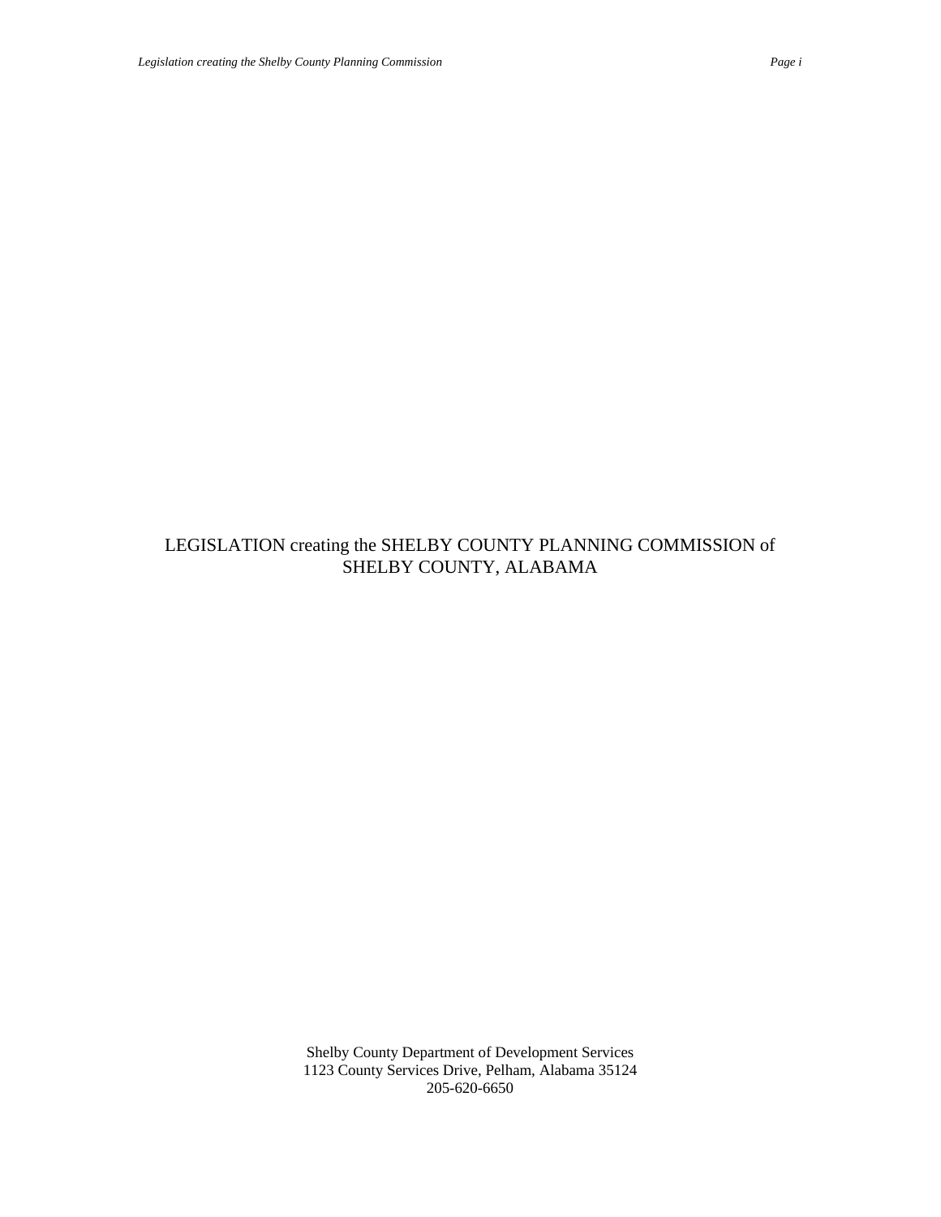# LEGISLATION creating the SHELBY COUNTY PLANNING COMMISSION of SHELBY COUNTY, ALABAMA

Shelby County Department of Development Services
1123 County Services Drive, Pelham, Alabama 35124
205-620-6650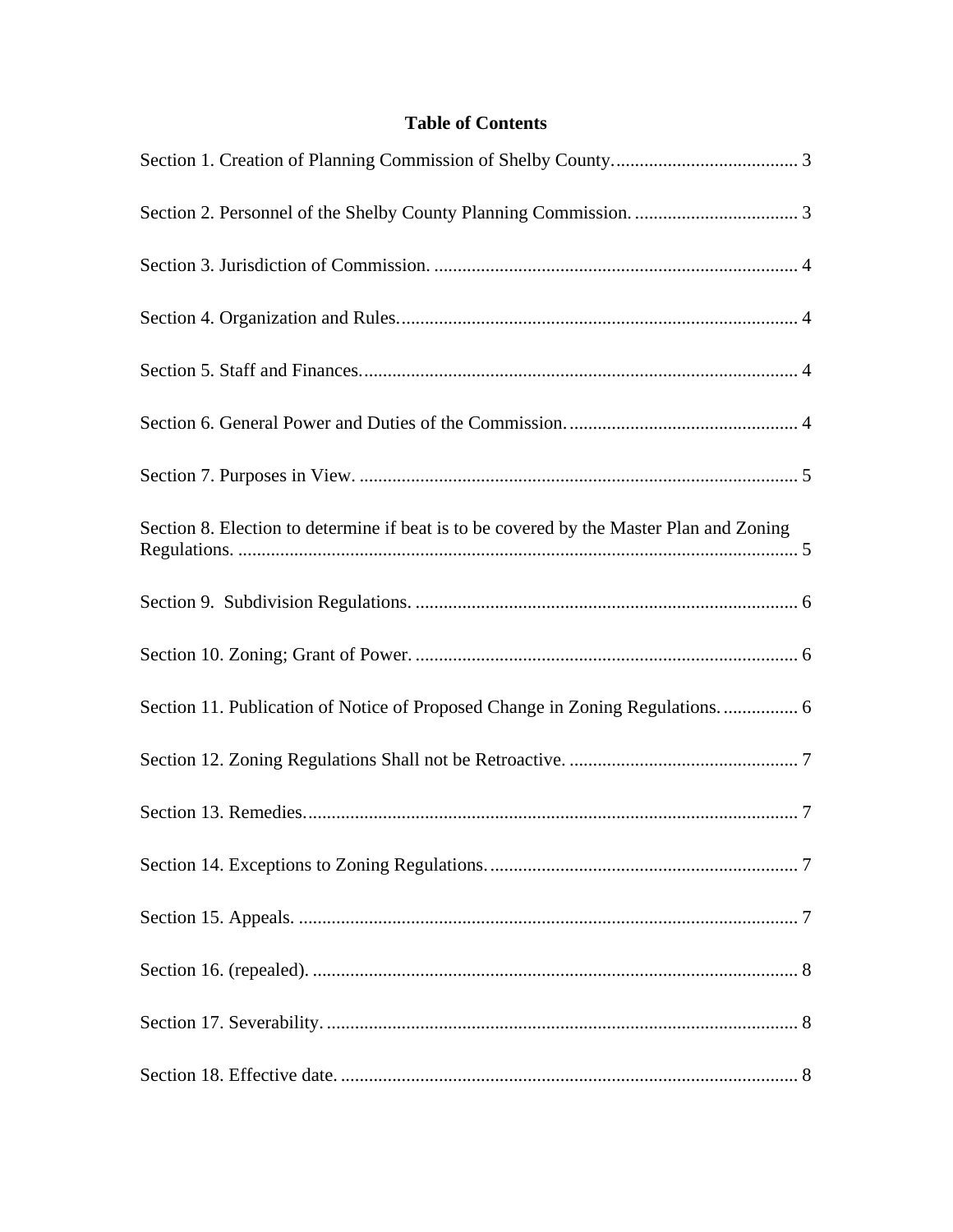**Table of Contents**

Section 1. Creation of Planning Commission of Shelby County........................................ 3

Section 2. Personnel of the Shelby County Planning Commission. ................................... 3

Section 3. Jurisdiction of Commission. ............................................................................. 4

Section 4. Organization and Rules...................................................................................... 4

Section 5. Staff and Finances............................................................................................. 4

Section 6. General Power and Duties of the Commission................................................. 4

Section 7. Purposes in View. .............................................................................................. 5

Section 8. Election to determine if beat is to be covered by the Master Plan and Zoning Regulations. ........................................................................................................................ 5

Section 9. Subdivision Regulations. .................................................................................. 6

Section 10. Zoning; Grant of Power. .................................................................................. 6

Section 11. Publication of Notice of Proposed Change in Zoning Regulations................. 6

Section 12. Zoning Regulations Shall not be Retroactive. ................................................. 7

Section 13. Remedies.......................................................................................................... 7

Section 14. Exceptions to Zoning Regulations................................................................... 7

Section 15. Appeals. ........................................................................................................... 7

Section 16. (repealed). ........................................................................................................ 8

Section 17. Severability....................................................................................................... 8

Section 18. Effective date. .................................................................................................. 8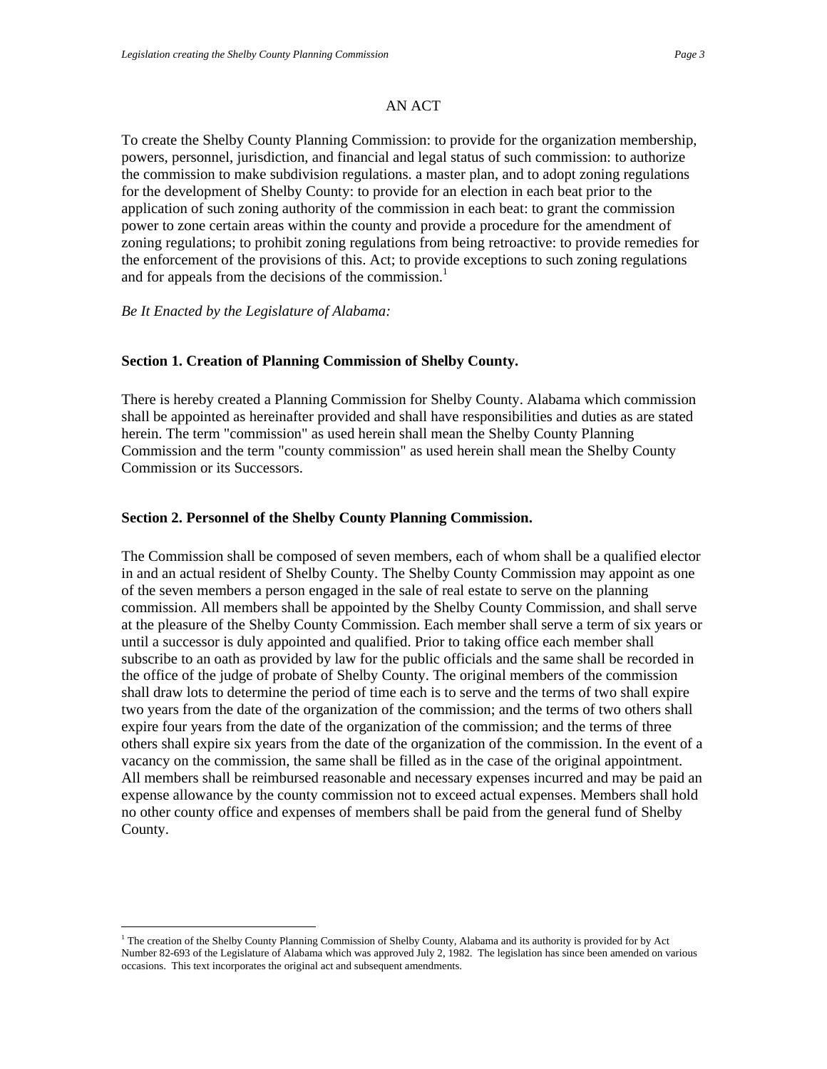AN ACT

To create the Shelby County Planning Commission: to provide for the organization membership, powers, personnel, jurisdiction, and financial and legal status of such commission: to authorize the commission to make subdivision regulations. a master plan, and to adopt zoning regulations for the development of Shelby County: to provide for an election in each beat prior to the application of such zoning authority of the commission in each beat: to grant the commission power to zone certain areas within the county and provide a procedure for the amendment of zoning regulations; to prohibit zoning regulations from being retroactive: to provide remedies for the enforcement of the provisions of this. Act; to provide exceptions to such zoning regulations and for appeals from the decisions of the commission.[1]

*Be It Enacted by the Legislature of Alabama:*

**Section 1. Creation of Planning Commission of Shelby County.**

There is hereby created a Planning Commission for Shelby County. Alabama which commission shall be appointed as hereinafter provided and shall have responsibilities and duties as are stated herein. The term "commission" as used herein shall mean the Shelby County Planning Commission and the term "county commission" as used herein shall mean the Shelby County Commission or its Successors.

**Section 2. Personnel of the Shelby County Planning Commission.**

The Commission shall be composed of seven members, each of whom shall be a qualified elector in and an actual resident of Shelby County. The Shelby County Commission may appoint as one of the seven members a person engaged in the sale of real estate to serve on the planning commission. All members shall be appointed by the Shelby County Commission, and shall serve at the pleasure of the Shelby County Commission. Each member shall serve a term of six years or until a successor is duly appointed and qualified. Prior to taking office each member shall subscribe to an oath as provided by law for the public officials and the same shall be recorded in the office of the judge of probate of Shelby County. The original members of the commission shall draw lots to determine the period of time each is to serve and the terms of two shall expire two years from the date of the organization of the commission; and the terms of two others shall expire four years from the date of the organization of the commission; and the terms of three others shall expire six years from the date of the organization of the commission. In the event of a vacancy on the commission, the same shall be filled as in the case of the original appointment. All members shall be reimbursed reasonable and necessary expenses incurred and may be paid an expense allowance by the county commission not to exceed actual expenses. Members shall hold no other county office and expenses of members shall be paid from the general fund of Shelby County.

---

[1] The creation of the Shelby County Planning Commission of Shelby County, Alabama and its authority is provided for by Act Number 82-693 of the Legislature of Alabama which was approved July 2, 1982. The legislation has since been amended on various occasions. This text incorporates the original act and subsequent amendments.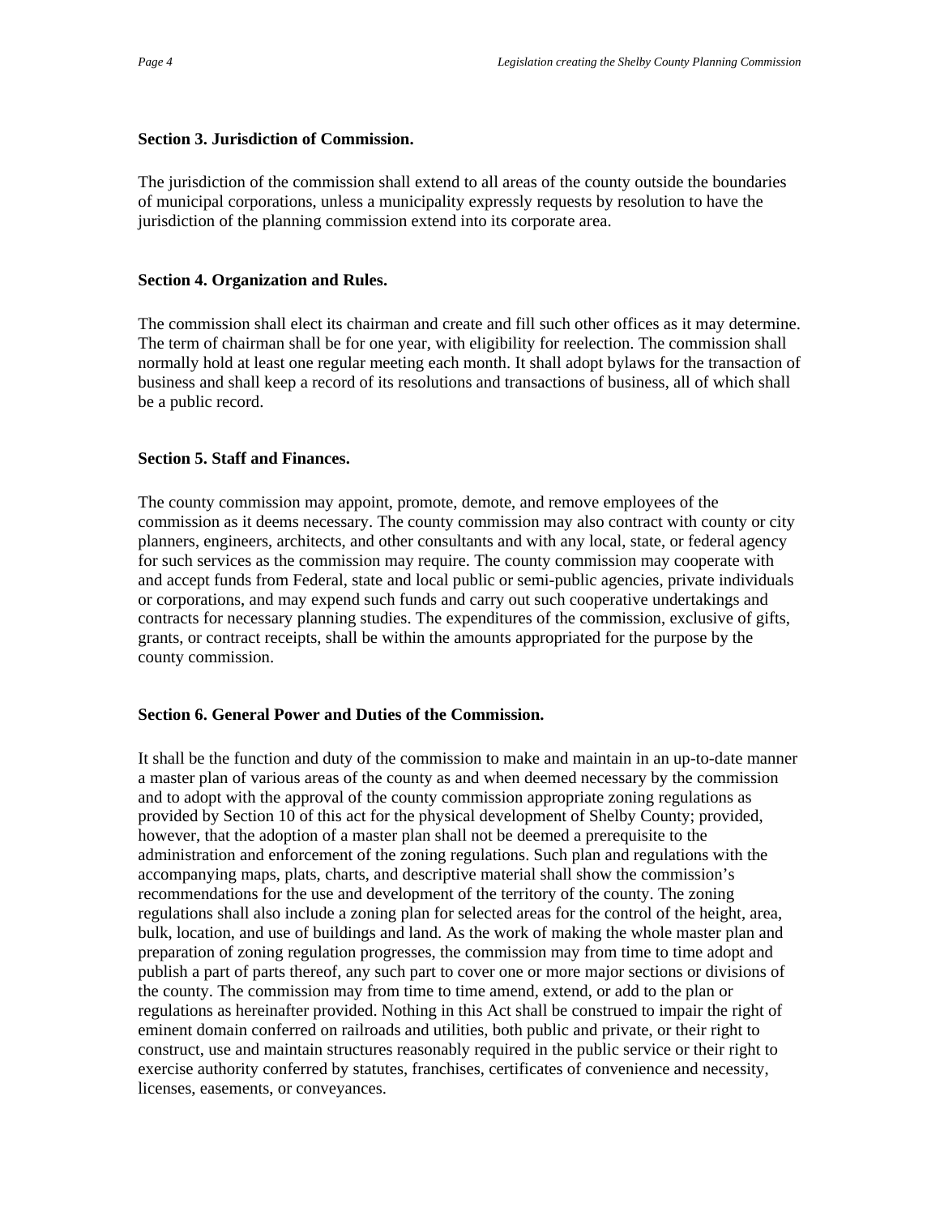**Section 3. Jurisdiction of Commission.**

The jurisdiction of the commission shall extend to all areas of the county outside the boundaries of municipal corporations, unless a municipality expressly requests by resolution to have the jurisdiction of the planning commission extend into its corporate area.

**Section 4. Organization and Rules.**

The commission shall elect its chairman and create and fill such other offices as it may determine. The term of chairman shall be for one year, with eligibility for reelection. The commission shall normally hold at least one regular meeting each month. It shall adopt bylaws for the transaction of business and shall keep a record of its resolutions and transactions of business, all of which shall be a public record.

**Section 5. Staff and Finances.**

The county commission may appoint, promote, demote, and remove employees of the commission as it deems necessary. The county commission may also contract with county or city planners, engineers, architects, and other consultants and with any local, state, or federal agency for such services as the commission may require. The county commission may cooperate with and accept funds from Federal, state and local public or semi-public agencies, private individuals or corporations, and may expend such funds and carry out such cooperative undertakings and contracts for necessary planning studies. The expenditures of the commission, exclusive of gifts, grants, or contract receipts, shall be within the amounts appropriated for the purpose by the county commission.

**Section 6. General Power and Duties of the Commission.**

It shall be the function and duty of the commission to make and maintain in an up-to-date manner a master plan of various areas of the county as and when deemed necessary by the commission and to adopt with the approval of the county commission appropriate zoning regulations as provided by Section 10 of this act for the physical development of Shelby County; provided, however, that the adoption of a master plan shall not be deemed a prerequisite to the administration and enforcement of the zoning regulations. Such plan and regulations with the accompanying maps, plats, charts, and descriptive material shall show the commission's recommendations for the use and development of the territory of the county. The zoning regulations shall also include a zoning plan for selected areas for the control of the height, area, bulk, location, and use of buildings and land. As the work of making the whole master plan and preparation of zoning regulation progresses, the commission may from time to time adopt and publish a part of parts thereof, any such part to cover one or more major sections or divisions of the county. The commission may from time to time amend, extend, or add to the plan or regulations as hereinafter provided. Nothing in this Act shall be construed to impair the right of eminent domain conferred on railroads and utilities, both public and private, or their right to construct, use and maintain structures reasonably required in the public service or their right to exercise authority conferred by statutes, franchises, certificates of convenience and necessity, licenses, easements, or conveyances.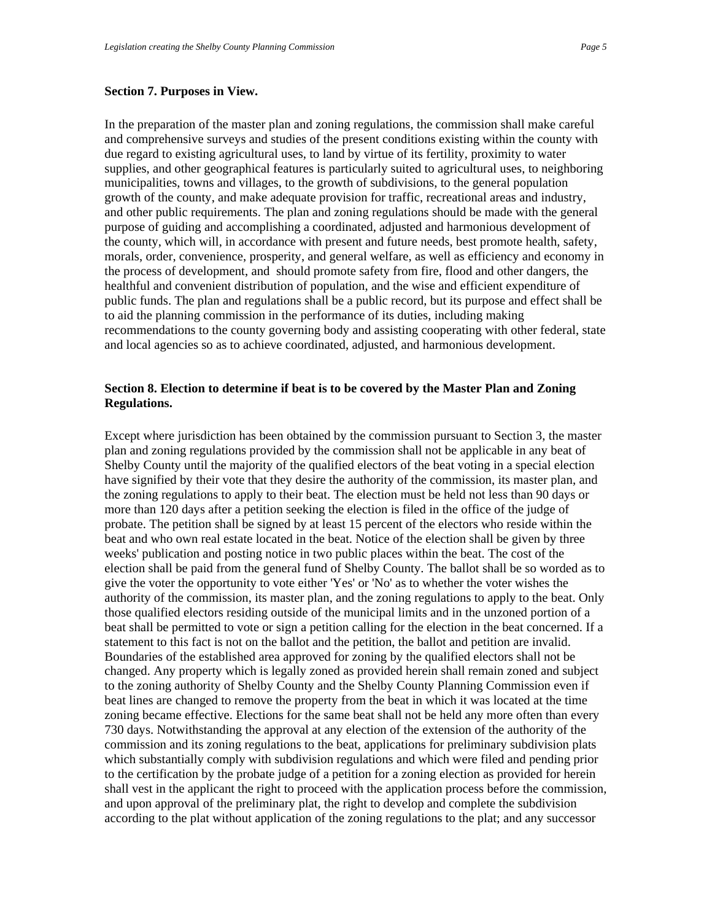**Section 7. Purposes in View.**

In the preparation of the master plan and zoning regulations, the commission shall make careful and comprehensive surveys and studies of the present conditions existing within the county with due regard to existing agricultural uses, to land by virtue of its fertility, proximity to water supplies, and other geographical features is particularly suited to agricultural uses, to neighboring municipalities, towns and villages, to the growth of subdivisions, to the general population growth of the county, and make adequate provision for traffic, recreational areas and industry, and other public requirements. The plan and zoning regulations should be made with the general purpose of guiding and accomplishing a coordinated, adjusted and harmonious development of the county, which will, in accordance with present and future needs, best promote health, safety, morals, order, convenience, prosperity, and general welfare, as well as efficiency and economy in the process of development, and should promote safety from fire, flood and other dangers, the healthful and convenient distribution of population, and the wise and efficient expenditure of public funds. The plan and regulations shall be a public record, but its purpose and effect shall be to aid the planning commission in the performance of its duties, including making recommendations to the county governing body and assisting cooperating with other federal, state and local agencies so as to achieve coordinated, adjusted, and harmonious development.

**Section 8. Election to determine if beat is to be covered by the Master Plan and Zoning Regulations.**

Except where jurisdiction has been obtained by the commission pursuant to Section 3, the master plan and zoning regulations provided by the commission shall not be applicable in any beat of Shelby County until the majority of the qualified electors of the beat voting in a special election have signified by their vote that they desire the authority of the commission, its master plan, and the zoning regulations to apply to their beat. The election must be held not less than 90 days or more than 120 days after a petition seeking the election is filed in the office of the judge of probate. The petition shall be signed by at least 15 percent of the electors who reside within the beat and who own real estate located in the beat. Notice of the election shall be given by three weeks' publication and posting notice in two public places within the beat. The cost of the election shall be paid from the general fund of Shelby County. The ballot shall be so worded as to give the voter the opportunity to vote either 'Yes' or 'No' as to whether the voter wishes the authority of the commission, its master plan, and the zoning regulations to apply to the beat. Only those qualified electors residing outside of the municipal limits and in the unzoned portion of a beat shall be permitted to vote or sign a petition calling for the election in the beat concerned. If a statement to this fact is not on the ballot and the petition, the ballot and petition are invalid. Boundaries of the established area approved for zoning by the qualified electors shall not be changed. Any property which is legally zoned as provided herein shall remain zoned and subject to the zoning authority of Shelby County and the Shelby County Planning Commission even if beat lines are changed to remove the property from the beat in which it was located at the time zoning became effective. Elections for the same beat shall not be held any more often than every 730 days. Notwithstanding the approval at any election of the extension of the authority of the commission and its zoning regulations to the beat, applications for preliminary subdivision plats which substantially comply with subdivision regulations and which were filed and pending prior to the certification by the probate judge of a petition for a zoning election as provided for herein shall vest in the applicant the right to proceed with the application process before the commission, and upon approval of the preliminary plat, the right to develop and complete the subdivision according to the plat without application of the zoning regulations to the plat; and any successor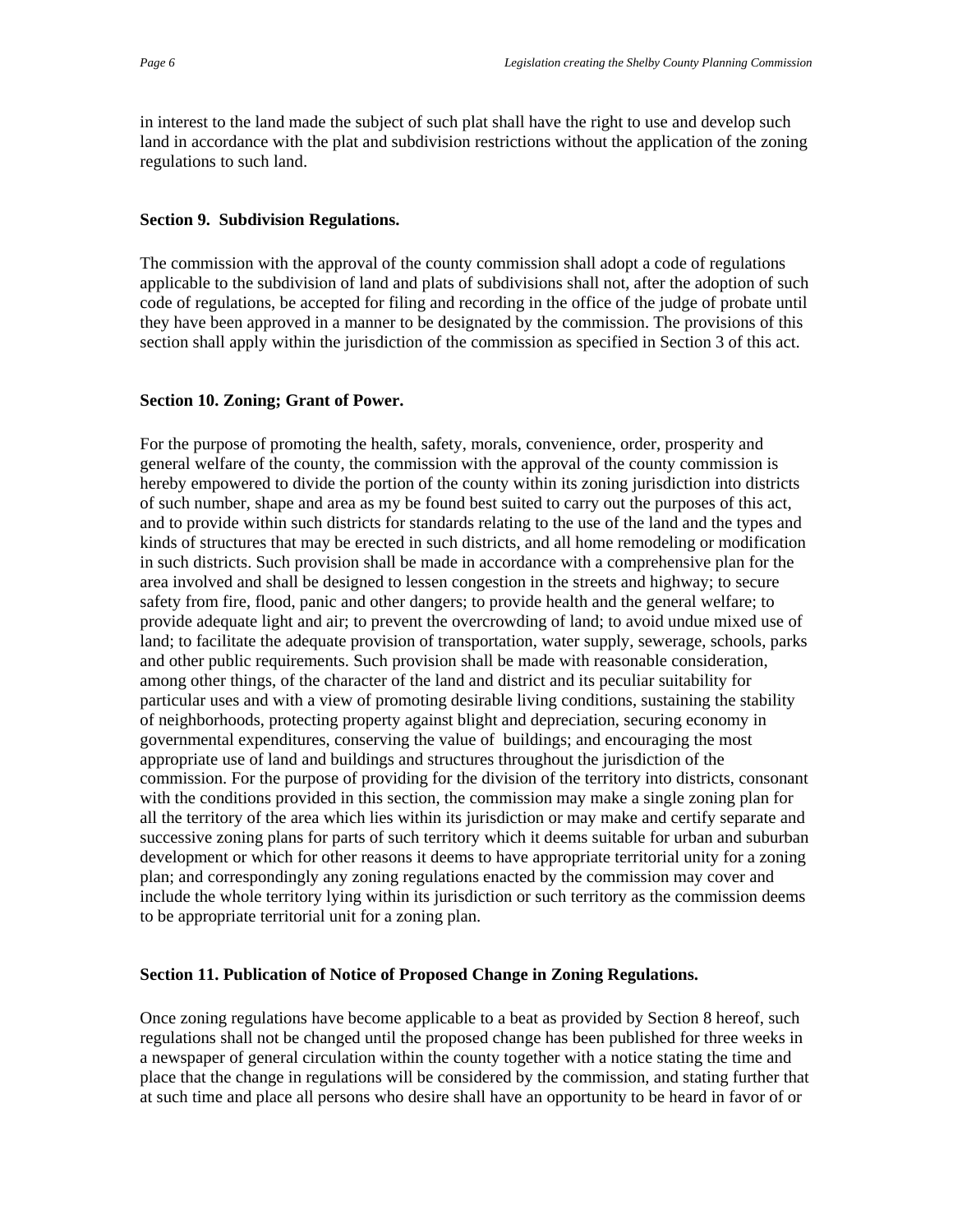in interest to the land made the subject of such plat shall have the right to use and develop such land in accordance with the plat and subdivision restrictions without the application of the zoning regulations to such land.

**Section 9. Subdivision Regulations.**

The commission with the approval of the county commission shall adopt a code of regulations applicable to the subdivision of land and plats of subdivisions shall not, after the adoption of such code of regulations, be accepted for filing and recording in the office of the judge of probate until they have been approved in a manner to be designated by the commission. The provisions of this section shall apply within the jurisdiction of the commission as specified in Section 3 of this act.

**Section 10. Zoning; Grant of Power.**

For the purpose of promoting the health, safety, morals, convenience, order, prosperity and general welfare of the county, the commission with the approval of the county commission is hereby empowered to divide the portion of the county within its zoning jurisdiction into districts of such number, shape and area as my be found best suited to carry out the purposes of this act, and to provide within such districts for standards relating to the use of the land and the types and kinds of structures that may be erected in such districts, and all home remodeling or modification in such districts. Such provision shall be made in accordance with a comprehensive plan for the area involved and shall be designed to lessen congestion in the streets and highway; to secure safety from fire, flood, panic and other dangers; to provide health and the general welfare; to provide adequate light and air; to prevent the overcrowding of land; to avoid undue mixed use of land; to facilitate the adequate provision of transportation, water supply, sewerage, schools, parks and other public requirements. Such provision shall be made with reasonable consideration, among other things, of the character of the land and district and its peculiar suitability for particular uses and with a view of promoting desirable living conditions, sustaining the stability of neighborhoods, protecting property against blight and depreciation, securing economy in governmental expenditures, conserving the value of buildings; and encouraging the most appropriate use of land and buildings and structures throughout the jurisdiction of the commission. For the purpose of providing for the division of the territory into districts, consonant with the conditions provided in this section, the commission may make a single zoning plan for all the territory of the area which lies within its jurisdiction or may make and certify separate and successive zoning plans for parts of such territory which it deems suitable for urban and suburban development or which for other reasons it deems to have appropriate territorial unity for a zoning plan; and correspondingly any zoning regulations enacted by the commission may cover and include the whole territory lying within its jurisdiction or such territory as the commission deems to be appropriate territorial unit for a zoning plan.

**Section 11. Publication of Notice of Proposed Change in Zoning Regulations.**

Once zoning regulations have become applicable to a beat as provided by Section 8 hereof, such regulations shall not be changed until the proposed change has been published for three weeks in a newspaper of general circulation within the county together with a notice stating the time and place that the change in regulations will be considered by the commission, and stating further that at such time and place all persons who desire shall have an opportunity to be heard in favor of or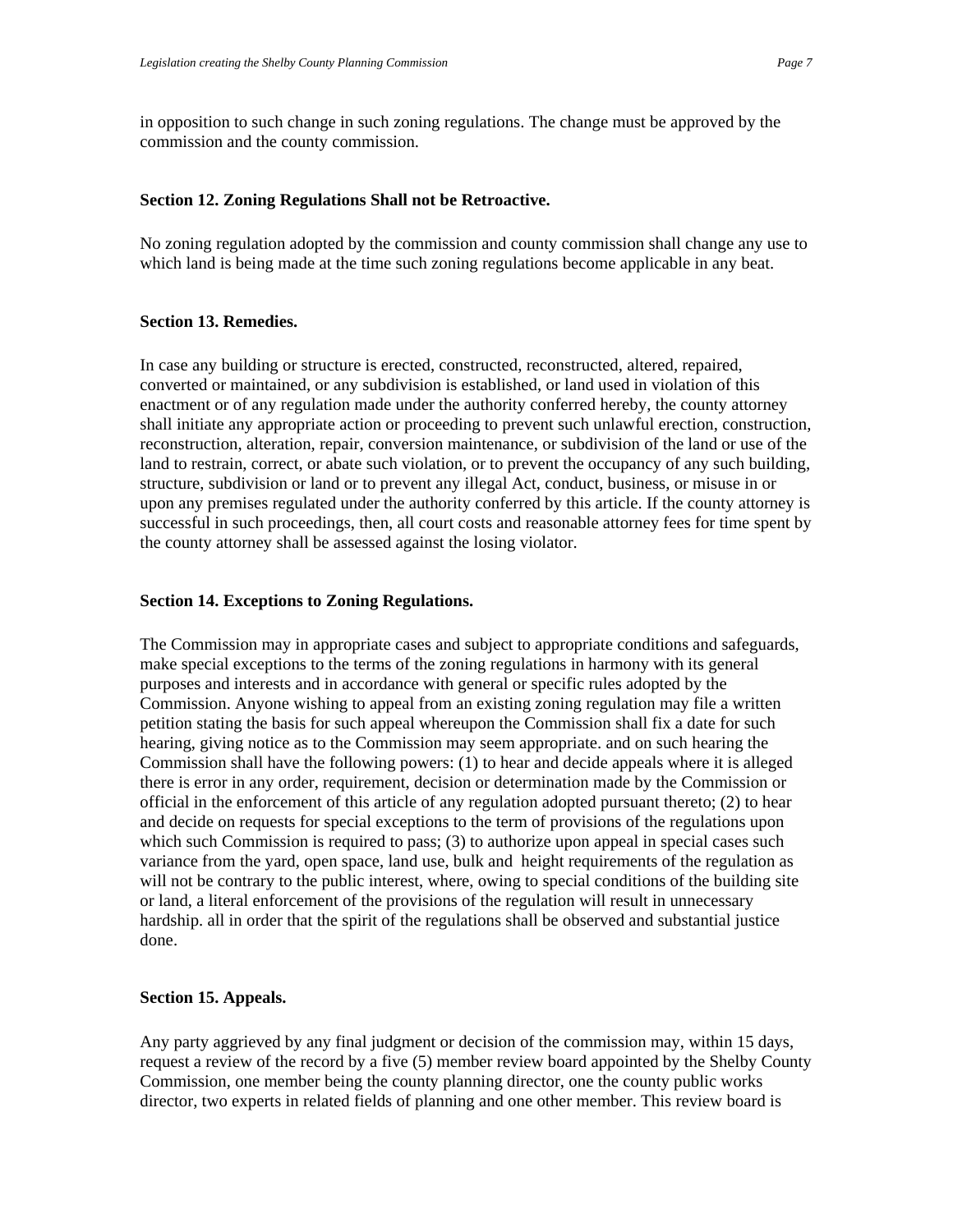in opposition to such change in such zoning regulations. The change must be approved by the commission and the county commission.

**Section 12. Zoning Regulations Shall not be Retroactive.**

No zoning regulation adopted by the commission and county commission shall change any use to which land is being made at the time such zoning regulations become applicable in any beat.

**Section 13. Remedies.**

In case any building or structure is erected, constructed, reconstructed, altered, repaired, converted or maintained, or any subdivision is established, or land used in violation of this enactment or of any regulation made under the authority conferred hereby, the county attorney shall initiate any appropriate action or proceeding to prevent such unlawful erection, construction, reconstruction, alteration, repair, conversion maintenance, or subdivision of the land or use of the land to restrain, correct, or abate such violation, or to prevent the occupancy of any such building, structure, subdivision or land or to prevent any illegal Act, conduct, business, or misuse in or upon any premises regulated under the authority conferred by this article. If the county attorney is successful in such proceedings, then, all court costs and reasonable attorney fees for time spent by the county attorney shall be assessed against the losing violator.

**Section 14. Exceptions to Zoning Regulations.**

The Commission may in appropriate cases and subject to appropriate conditions and safeguards, make special exceptions to the terms of the zoning regulations in harmony with its general purposes and interests and in accordance with general or specific rules adopted by the Commission. Anyone wishing to appeal from an existing zoning regulation may file a written petition stating the basis for such appeal whereupon the Commission shall fix a date for such hearing, giving notice as to the Commission may seem appropriate. and on such hearing the Commission shall have the following powers: (1) to hear and decide appeals where it is alleged there is error in any order, requirement, decision or determination made by the Commission or official in the enforcement of this article of any regulation adopted pursuant thereto; (2) to hear and decide on requests for special exceptions to the term of provisions of the regulations upon which such Commission is required to pass; (3) to authorize upon appeal in special cases such variance from the yard, open space, land use, bulk and height requirements of the regulation as will not be contrary to the public interest, where, owing to special conditions of the building site or land, a literal enforcement of the provisions of the regulation will result in unnecessary hardship. all in order that the spirit of the regulations shall be observed and substantial justice done.

**Section 15. Appeals.**

Any party aggrieved by any final judgment or decision of the commission may, within 15 days, request a review of the record by a five (5) member review board appointed by the Shelby County Commission, one member being the county planning director, one the county public works director, two experts in related fields of planning and one other member. This review board is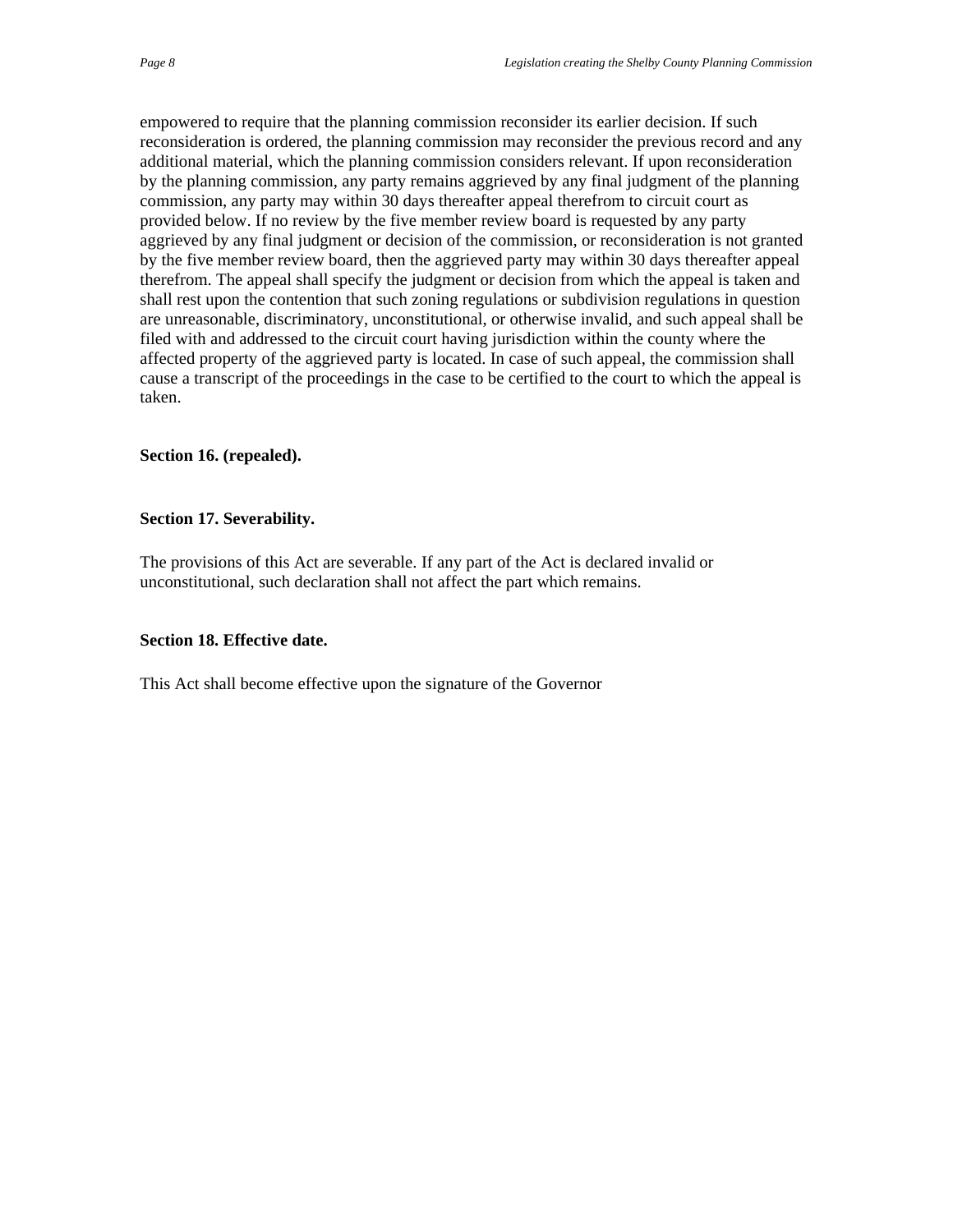empowered to require that the planning commission reconsider its earlier decision. If such reconsideration is ordered, the planning commission may reconsider the previous record and any additional material, which the planning commission considers relevant. If upon reconsideration by the planning commission, any party remains aggrieved by any final judgment of the planning commission, any party may within 30 days thereafter appeal therefrom to circuit court as provided below. If no review by the five member review board is requested by any party aggrieved by any final judgment or decision of the commission, or reconsideration is not granted by the five member review board, then the aggrieved party may within 30 days thereafter appeal therefrom. The appeal shall specify the judgment or decision from which the appeal is taken and shall rest upon the contention that such zoning regulations or subdivision regulations in question are unreasonable, discriminatory, unconstitutional, or otherwise invalid, and such appeal shall be filed with and addressed to the circuit court having jurisdiction within the county where the affected property of the aggrieved party is located. In case of such appeal, the commission shall cause a transcript of the proceedings in the case to be certified to the court to which the appeal is taken.

**Section 16. (repealed).**

**Section 17. Severability.**

The provisions of this Act are severable. If any part of the Act is declared invalid or unconstitutional, such declaration shall not affect the part which remains.

**Section 18. Effective date.**

This Act shall become effective upon the signature of the Governor